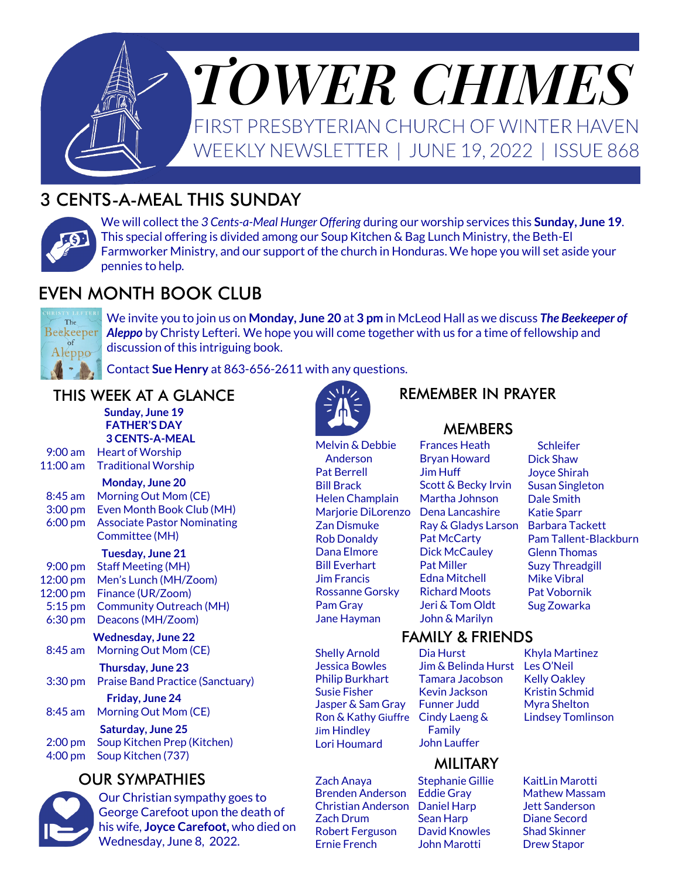# TOWER CHIMES

FIRST PRESBYTERIAN CHURCH OF WINTER HAVEN

WEEKLY NEWSLETTER | JUNE 19, 2022 | ISSUE 868

## 3 CENTS-A-MEAL THIS SUNDAY

We will collect the *3 Cents-a-Meal Hunger Offering* during our worship services this **Sunday, June 19**. This special offering is divided among our Soup Kitchen & Bag Lunch Ministry, the Beth-El Farmworker Ministry, and our support of the church in Honduras. We hope you will set aside your pennies to help.

## EVEN MONTH BOOK CLUB

We invite you to join us on **Monday, June 20** at **3 pm** in McLeod Hall as we discuss ***The Beekeeper of Aleppo*** by Christy Lefteri. We hope you will come together with us for a time of fellowship and discussion of this intriguing book.

Contact **Sue Henry** at 863-656-2611 with any questions.

## THIS WEEK AT A GLANCE

**Sunday, June 19**
**FATHER'S DAY**
**3 CENTS-A-MEAL**

- 9:00 am Heart of Worship
- 11:00 am Traditional Worship

**Monday, June 20**

- 8:45 am Morning Out Mom (CE)
- 3:00 pm Even Month Book Club (MH)
- 6:00 pm Associate Pastor Nominating Committee (MH)

**Tuesday, June 21**

- 9:00 pm Staff Meeting (MH)
- 12:00 pm Men's Lunch (MH/Zoom)
- 12:00 pm Finance (UR/Zoom)
- 5:15 pm Community Outreach (MH)
- 6:30 pm Deacons (MH/Zoom)

**Wednesday, June 22**

- 8:45 am Morning Out Mom (CE)

**Thursday, June 23**

- 3:30 pm Praise Band Practice (Sanctuary)

**Friday, June 24**

- 8:45 am Morning Out Mom (CE)

**Saturday, June 25**

- 2:00 pm Soup Kitchen Prep (Kitchen)
- 4:00 pm Soup Kitchen (737)

## OUR SYMPATHIES

Our Christian sympathy goes to George Carefoot upon the death of his wife, **Joyce Carefoot,** who died on Wednesday, June 8, 2022.

## REMEMBER IN PRAYER

### MEMBERS

Melvin & Debbie Anderson
Pat Berrell
Bill Brack
Helen Champlain
Marjorie DiLorenzo
Zan Dismuke
Rob Donaldy
Dana Elmore
Bill Everhart
Jim Francis
Rossanne Gorsky
Pam Gray
Jane Hayman
Frances Heath
Bryan Howard
Jim Huff
Scott & Becky Irvin
Martha Johnson
Dena Lancashire
Ray & Gladys Larson
Pat McCarty
Dick McCauley
Pat Miller
Edna Mitchell
Richard Moots
Jeri & Tom Oldt
John & Marilyn Schleifer
Dick Shaw
Joyce Shirah
Susan Singleton
Dale Smith
Katie Sparr
Barbara Tackett
Pam Tallent-Blackburn
Glenn Thomas
Suzy Threadgill
Mike Vibral
Pat Vobornik
Sug Zowarka

### FAMILY & FRIENDS

Shelly Arnold
Jessica Bowles
Philip Burkhart
Susie Fisher
Jasper & Sam Gray
Ron & Kathy Giuffre
Jim Hindley
Lori Houmard
Dia Hurst
Jim & Belinda Hurst
Tamara Jacobson
Kevin Jackson
Funner Judd
Cindy Laeng & Family
John Lauffer
Khyla Martinez
Les O'Neil
Kelly Oakley
Kristin Schmid
Myra Shelton
Lindsey Tomlinson

### MILITARY

Zach Anaya
Brenden Anderson
Christian Anderson
Zach Drum
Robert Ferguson
Ernie French
Stephanie Gillie
Eddie Gray
Daniel Harp
Sean Harp
David Knowles
John Marotti
KaitLin Marotti
Mathew Massam
Jett Sanderson
Diane Secord
Shad Skinner
Drew Stapor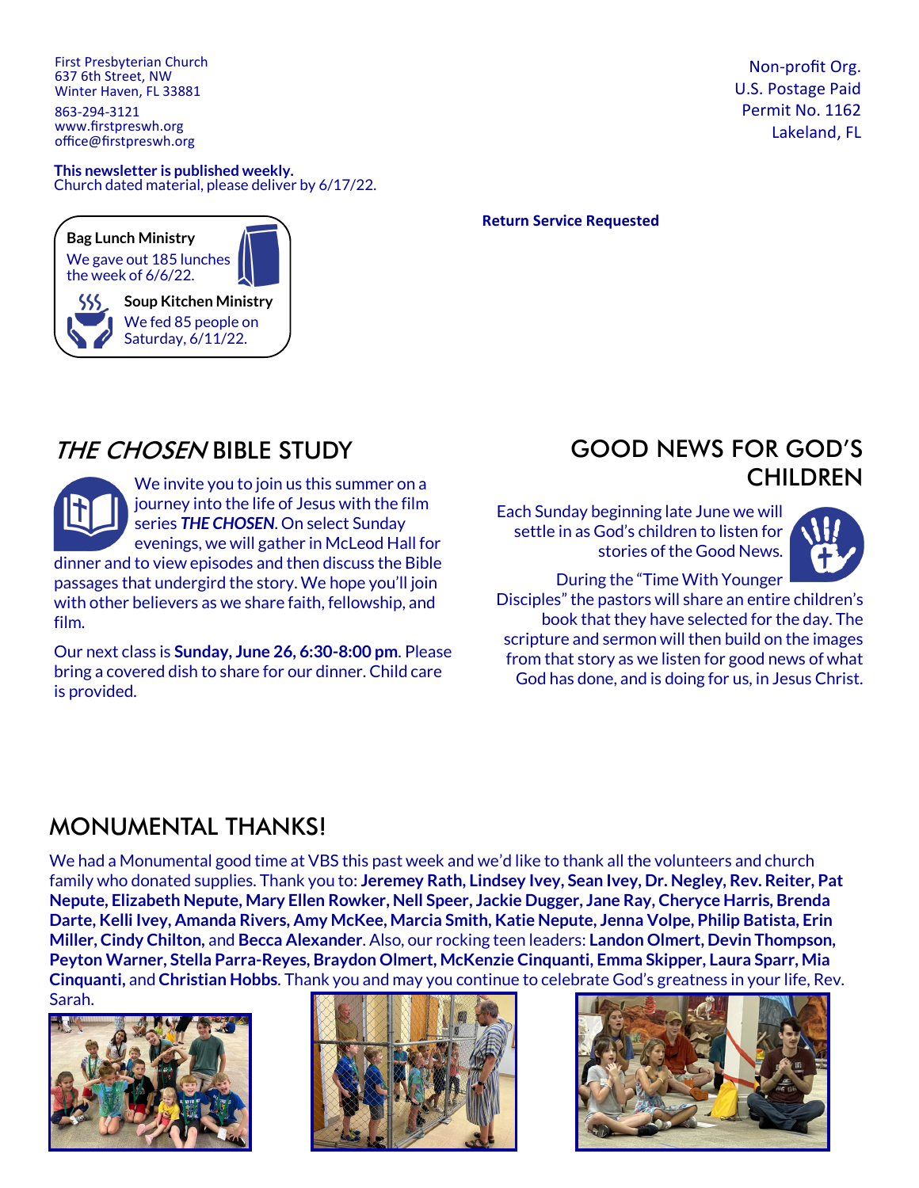First Presbyterian Church
637 6th Street, NW
Winter Haven, FL 33881
863-294-3121
www.firstpreswh.org
office@firstpreswh.org

**This newsletter is published weekly.**
Church dated material, please deliver by 6/17/22.

Non-profit Org.
U.S. Postage Paid
Permit No. 1162
Lakeland, FL

**Return Service Requested**

**Bag Lunch Ministry**
We gave out 185 lunches the week of 6/6/22.

**Soup Kitchen Ministry**
We fed 85 people on Saturday, 6/11/22.

## *THE CHOSEN* BIBLE STUDY

We invite you to join us this summer on a journey into the life of Jesus with the film series ***THE CHOSEN***. On select Sunday evenings, we will gather in McLeod Hall for dinner and to view episodes and then discuss the Bible passages that undergird the story. We hope you'll join with other believers as we share faith, fellowship, and film.

Our next class is **Sunday, June 26, 6:30-8:00 pm**. Please bring a covered dish to share for our dinner. Child care is provided.

## GOOD NEWS FOR GOD'S CHILDREN

Each Sunday beginning late June we will settle in as God's children to listen for stories of the Good News. During the "Time With Younger Disciples" the pastors will share an entire children's book that they have selected for the day. The scripture and sermon will then build on the images from that story as we listen for good news of what God has done, and is doing for us, in Jesus Christ.

## MONUMENTAL THANKS!

We had a Monumental good time at VBS this past week and we'd like to thank all the volunteers and church family who donated supplies. Thank you to: **Jeremey Rath, Lindsey Ivey, Sean Ivey, Dr. Negley, Rev. Reiter, Pat Nepute, Elizabeth Nepute, Mary Ellen Rowker, Nell Speer, Jackie Dugger, Jane Ray, Cheryce Harris, Brenda Darte, Kelli Ivey, Amanda Rivers, Amy McKee, Marcia Smith, Katie Nepute, Jenna Volpe, Philip Batista, Erin Miller, Cindy Chilton,** and **Becca Alexander**. Also, our rocking teen leaders: **Landon Olmert, Devin Thompson, Peyton Warner, Stella Parra-Reyes, Braydon Olmert, McKenzie Cinquanti, Emma Skipper, Laura Sparr, Mia Cinquanti,** and **Christian Hobbs**. Thank you and may you continue to celebrate God's greatness in your life, Rev. Sarah.